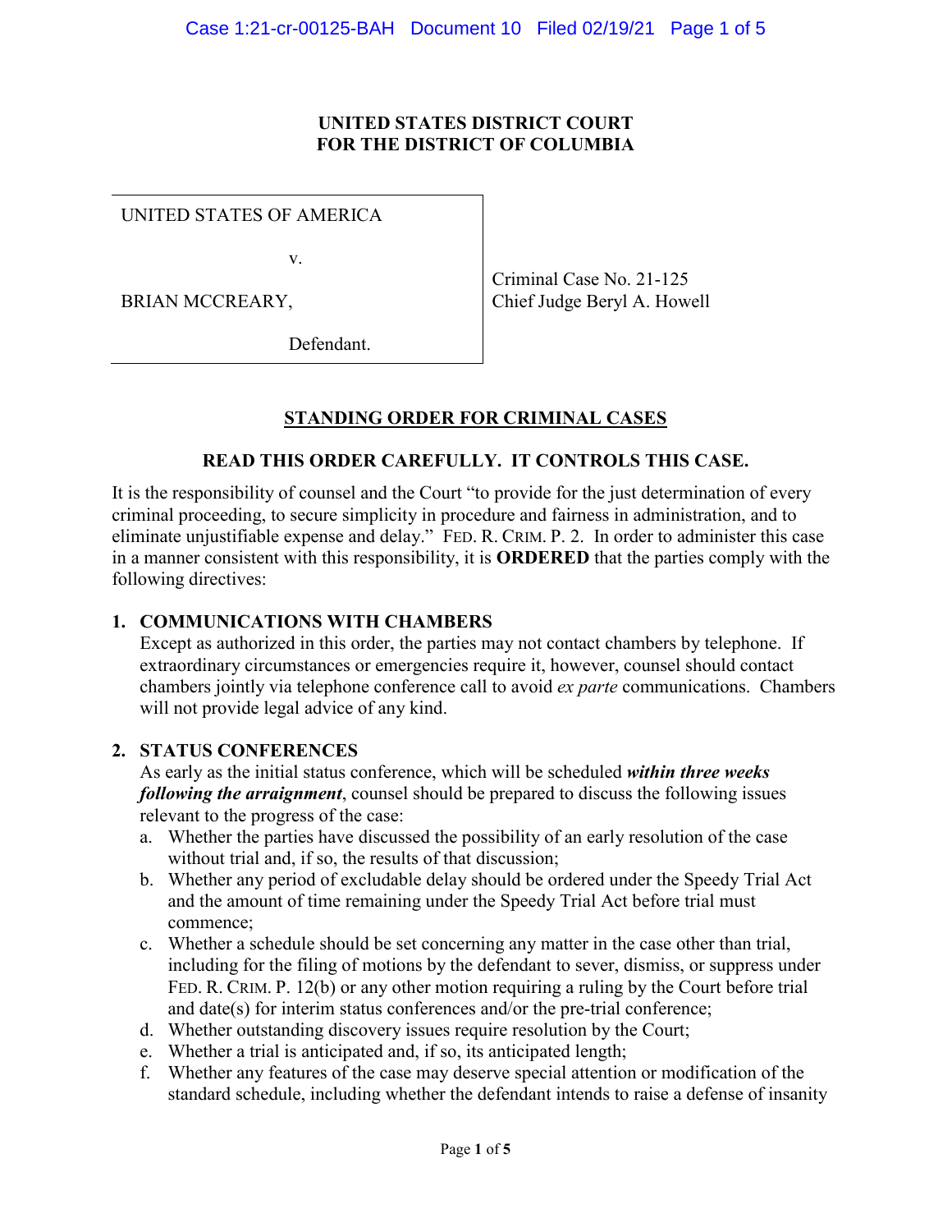**UNITED STATES DISTRICT COURT**
**FOR THE DISTRICT OF COLUMBIA**

| | |
|---|---|
| UNITED STATES OF AMERICA<br><br>v.<br><br>BRIAN MCCREARY,<br><br>Defendant. | Criminal Case No. 21-125<br>Chief Judge Beryl A. Howell |

## STANDING ORDER FOR CRIMINAL CASES

**READ THIS ORDER CAREFULLY. IT CONTROLS THIS CASE.**

It is the responsibility of counsel and the Court "to provide for the just determination of every criminal proceeding, to secure simplicity in procedure and fairness in administration, and to eliminate unjustifiable expense and delay." FED. R. CRIM. P. 2. In order to administer this case in a manner consistent with this responsibility, it is **ORDERED** that the parties comply with the following directives:

### 1. COMMUNICATIONS WITH CHAMBERS

Except as authorized in this order, the parties may not contact chambers by telephone. If extraordinary circumstances or emergencies require it, however, counsel should contact chambers jointly via telephone conference call to avoid *ex parte* communications. Chambers will not provide legal advice of any kind.

### 2. STATUS CONFERENCES

As early as the initial status conference, which will be scheduled ***within three weeks following the arraignment***, counsel should be prepared to discuss the following issues relevant to the progress of the case:

a. Whether the parties have discussed the possibility of an early resolution of the case without trial and, if so, the results of that discussion;
b. Whether any period of excludable delay should be ordered under the Speedy Trial Act and the amount of time remaining under the Speedy Trial Act before trial must commence;
c. Whether a schedule should be set concerning any matter in the case other than trial, including for the filing of motions by the defendant to sever, dismiss, or suppress under FED. R. CRIM. P. 12(b) or any other motion requiring a ruling by the Court before trial and date(s) for interim status conferences and/or the pre-trial conference;
d. Whether outstanding discovery issues require resolution by the Court;
e. Whether a trial is anticipated and, if so, its anticipated length;
f. Whether any features of the case may deserve special attention or modification of the standard schedule, including whether the defendant intends to raise a defense of insanity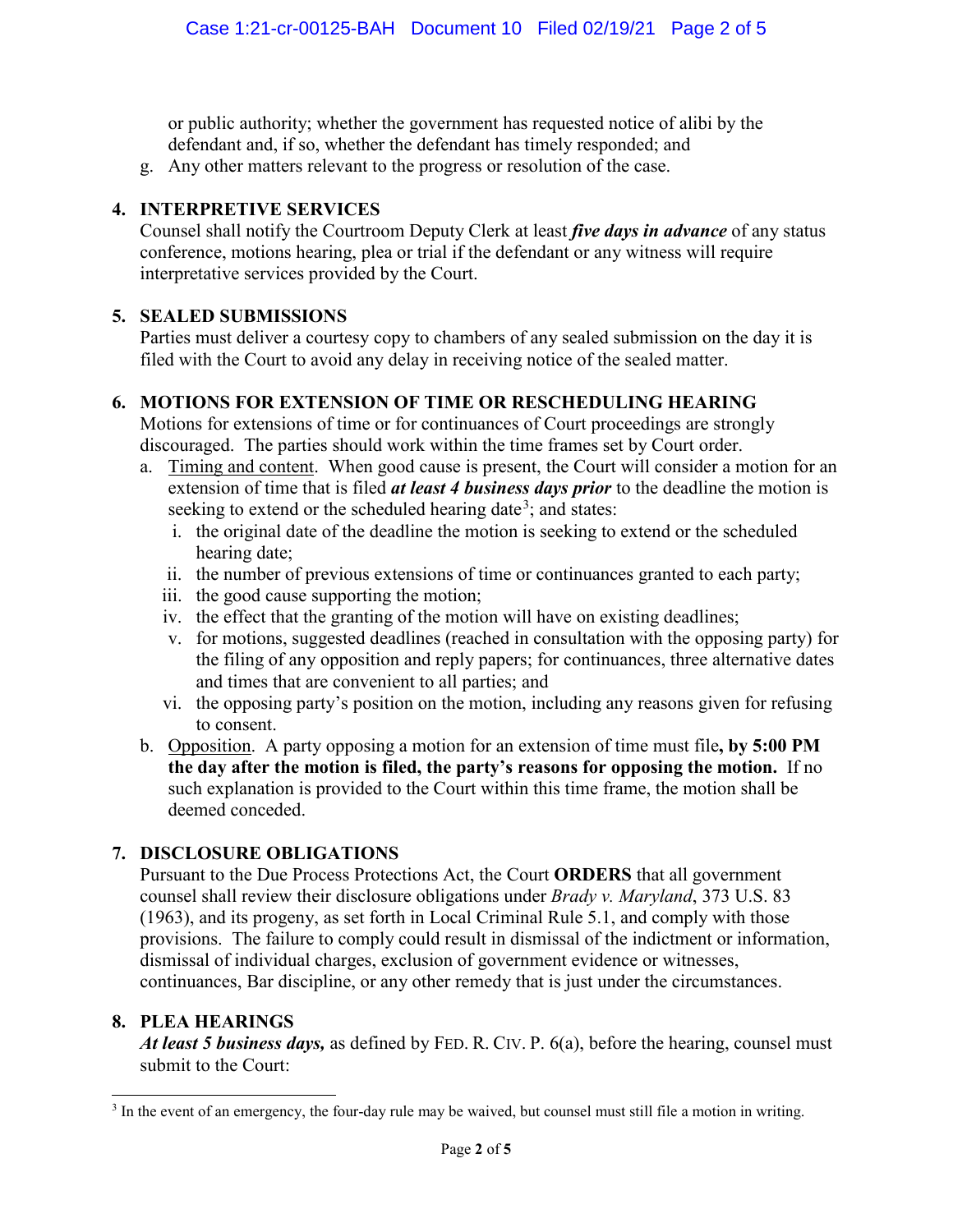or public authority; whether the government has requested notice of alibi by the defendant and, if so, whether the defendant has timely responded; and

g. Any other matters relevant to the progress or resolution of the case.

## 4. INTERPRETIVE SERVICES

Counsel shall notify the Courtroom Deputy Clerk at least ***five days in advance*** of any status conference, motions hearing, plea or trial if the defendant or any witness will require interpretative services provided by the Court.

## 5. SEALED SUBMISSIONS

Parties must deliver a courtesy copy to chambers of any sealed submission on the day it is filed with the Court to avoid any delay in receiving notice of the sealed matter.

## 6. MOTIONS FOR EXTENSION OF TIME OR RESCHEDULING HEARING

Motions for extensions of time or for continuances of Court proceedings are strongly discouraged. The parties should work within the time frames set by Court order.

a. Timing and content. When good cause is present, the Court will consider a motion for an extension of time that is filed ***at least 4 business days prior*** to the deadline the motion is seeking to extend or the scheduled hearing date[3]; and states:
   - i. the original date of the deadline the motion is seeking to extend or the scheduled hearing date;
   - ii. the number of previous extensions of time or continuances granted to each party;
   - iii. the good cause supporting the motion;
   - iv. the effect that the granting of the motion will have on existing deadlines;
   - v. for motions, suggested deadlines (reached in consultation with the opposing party) for the filing of any opposition and reply papers; for continuances, three alternative dates and times that are convenient to all parties; and
   - vi. the opposing party's position on the motion, including any reasons given for refusing to consent.

b. Opposition. A party opposing a motion for an extension of time must file**, by 5:00 PM the day after the motion is filed, the party's reasons for opposing the motion.** If no such explanation is provided to the Court within this time frame, the motion shall be deemed conceded.

## 7. DISCLOSURE OBLIGATIONS

Pursuant to the Due Process Protections Act, the Court **ORDERS** that all government counsel shall review their disclosure obligations under *Brady v. Maryland*, 373 U.S. 83 (1963), and its progeny, as set forth in Local Criminal Rule 5.1, and comply with those provisions. The failure to comply could result in dismissal of the indictment or information, dismissal of individual charges, exclusion of government evidence or witnesses, continuances, Bar discipline, or any other remedy that is just under the circumstances.

## 8. PLEA HEARINGS

***At least 5 business days,*** as defined by FED. R. CIV. P. 6(a), before the hearing, counsel must submit to the Court:

---

[3] In the event of an emergency, the four-day rule may be waived, but counsel must still file a motion in writing.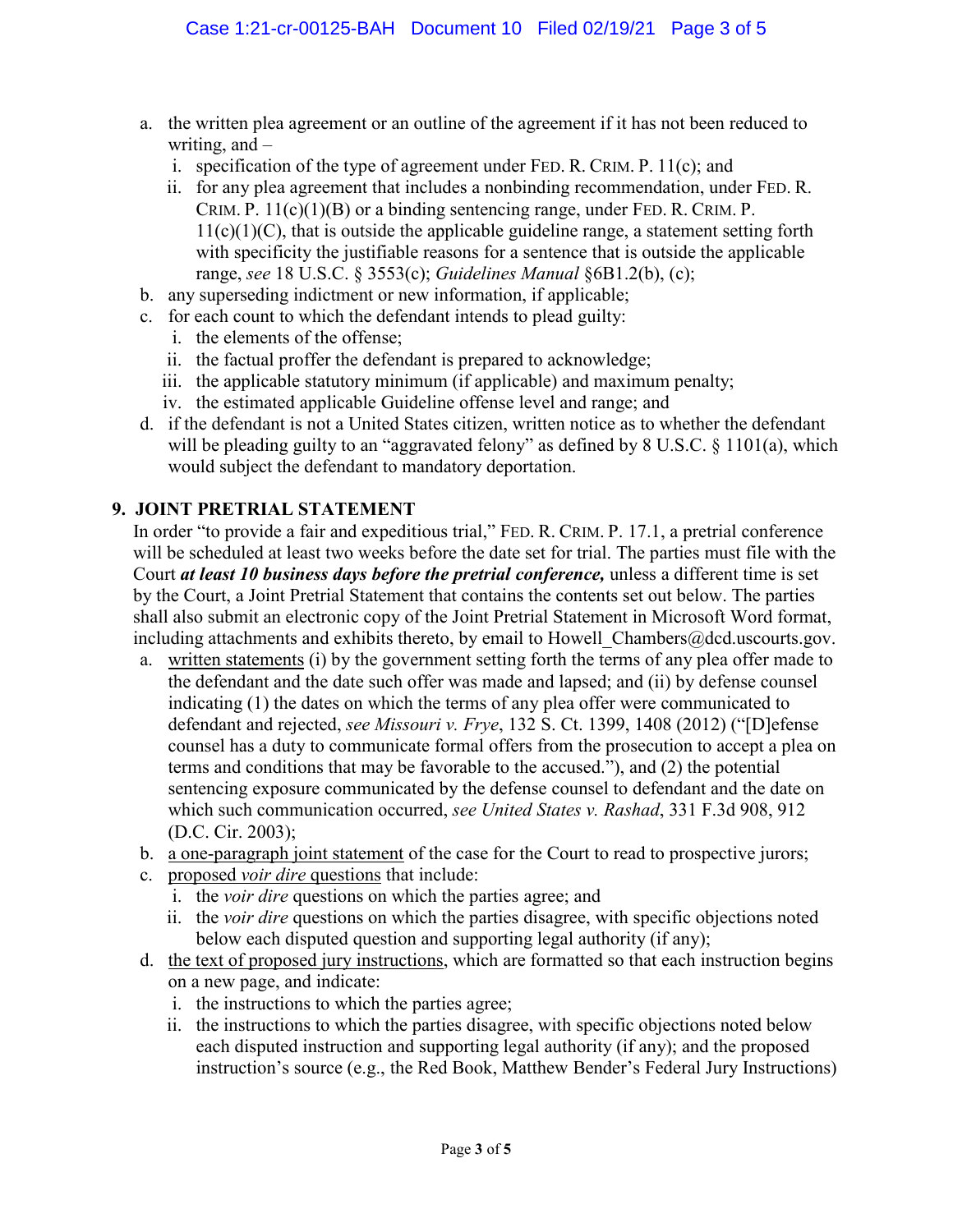a. the written plea agreement or an outline of the agreement if it has not been reduced to writing, and –
   i. specification of the type of agreement under FED. R. CRIM. P. 11(c); and
   ii. for any plea agreement that includes a nonbinding recommendation, under FED. R. CRIM. P. 11(c)(1)(B) or a binding sentencing range, under FED. R. CRIM. P. 11(c)(1)(C), that is outside the applicable guideline range, a statement setting forth with specificity the justifiable reasons for a sentence that is outside the applicable range, *see* 18 U.S.C. § 3553(c); *Guidelines Manual* §6B1.2(b), (c);

b. any superseding indictment or new information, if applicable;

c. for each count to which the defendant intends to plead guilty:
   i. the elements of the offense;
   ii. the factual proffer the defendant is prepared to acknowledge;
   iii. the applicable statutory minimum (if applicable) and maximum penalty;
   iv. the estimated applicable Guideline offense level and range; and

d. if the defendant is not a United States citizen, written notice as to whether the defendant will be pleading guilty to an "aggravated felony" as defined by 8 U.S.C. § 1101(a), which would subject the defendant to mandatory deportation.

## 9. JOINT PRETRIAL STATEMENT

In order "to provide a fair and expeditious trial," FED. R. CRIM. P. 17.1, a pretrial conference will be scheduled at least two weeks before the date set for trial. The parties must file with the Court ***at least 10 business days before the pretrial conference,*** unless a different time is set by the Court, a Joint Pretrial Statement that contains the contents set out below. The parties shall also submit an electronic copy of the Joint Pretrial Statement in Microsoft Word format, including attachments and exhibits thereto, by email to Howell_Chambers@dcd.uscourts.gov.

a. <u>written statements</u> (i) by the government setting forth the terms of any plea offer made to the defendant and the date such offer was made and lapsed; and (ii) by defense counsel indicating (1) the dates on which the terms of any plea offer were communicated to defendant and rejected, *see Missouri v. Frye*, 132 S. Ct. 1399, 1408 (2012) ("[D]efense counsel has a duty to communicate formal offers from the prosecution to accept a plea on terms and conditions that may be favorable to the accused."), and (2) the potential sentencing exposure communicated by the defense counsel to defendant and the date on which such communication occurred, *see United States v. Rashad*, 331 F.3d 908, 912 (D.C. Cir. 2003);

b. <u>a one-paragraph joint statement</u> of the case for the Court to read to prospective jurors;

c. <u>proposed *voir dire* questions</u> that include:
   i. the *voir dire* questions on which the parties agree; and
   ii. the *voir dire* questions on which the parties disagree, with specific objections noted below each disputed question and supporting legal authority (if any);

d. <u>the text of proposed jury instructions</u>, which are formatted so that each instruction begins on a new page, and indicate:
   i. the instructions to which the parties agree;
   ii. the instructions to which the parties disagree, with specific objections noted below each disputed instruction and supporting legal authority (if any); and the proposed instruction's source (e.g., the Red Book, Matthew Bender's Federal Jury Instructions)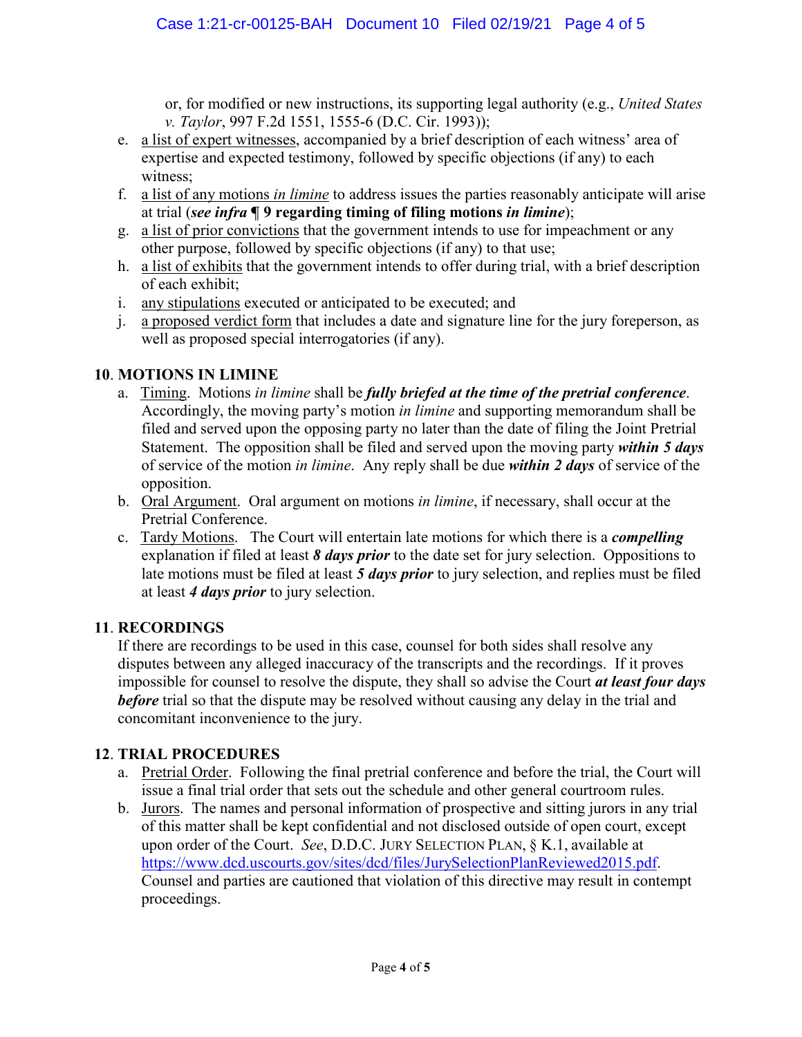or, for modified or new instructions, its supporting legal authority (e.g., *United States v. Taylor*, 997 F.2d 1551, 1555-6 (D.C. Cir. 1993));

e. a list of expert witnesses, accompanied by a brief description of each witness' area of expertise and expected testimony, followed by specific objections (if any) to each witness;
f. a list of any motions *in limine* to address issues the parties reasonably anticipate will arise at trial (***see infra* ¶ 9 regarding timing of filing motions *in limine***);
g. a list of prior convictions that the government intends to use for impeachment or any other purpose, followed by specific objections (if any) to that use;
h. a list of exhibits that the government intends to offer during trial, with a brief description of each exhibit;
i. any stipulations executed or anticipated to be executed; and
j. a proposed verdict form that includes a date and signature line for the jury foreperson, as well as proposed special interrogatories (if any).

## 10. MOTIONS IN LIMINE

a. Timing. Motions *in limine* shall be ***fully briefed at the time of the pretrial conference***. Accordingly, the moving party's motion *in limine* and supporting memorandum shall be filed and served upon the opposing party no later than the date of filing the Joint Pretrial Statement. The opposition shall be filed and served upon the moving party ***within 5 days*** of service of the motion *in limine*. Any reply shall be due ***within 2 days*** of service of the opposition.
b. Oral Argument. Oral argument on motions *in limine*, if necessary, shall occur at the Pretrial Conference.
c. Tardy Motions. The Court will entertain late motions for which there is a ***compelling*** explanation if filed at least ***8 days prior*** to the date set for jury selection. Oppositions to late motions must be filed at least ***5 days prior*** to jury selection, and replies must be filed at least ***4 days prior*** to jury selection.

## 11. RECORDINGS

If there are recordings to be used in this case, counsel for both sides shall resolve any disputes between any alleged inaccuracy of the transcripts and the recordings. If it proves impossible for counsel to resolve the dispute, they shall so advise the Court ***at least four days before*** trial so that the dispute may be resolved without causing any delay in the trial and concomitant inconvenience to the jury.

## 12. TRIAL PROCEDURES

a. Pretrial Order. Following the final pretrial conference and before the trial, the Court will issue a final trial order that sets out the schedule and other general courtroom rules.
b. Jurors. The names and personal information of prospective and sitting jurors in any trial of this matter shall be kept confidential and not disclosed outside of open court, except upon order of the Court. *See*, D.D.C. JURY SELECTION PLAN, § K.1, available at https://www.dcd.uscourts.gov/sites/dcd/files/JurySelectionPlanReviewed2015.pdf. Counsel and parties are cautioned that violation of this directive may result in contempt proceedings.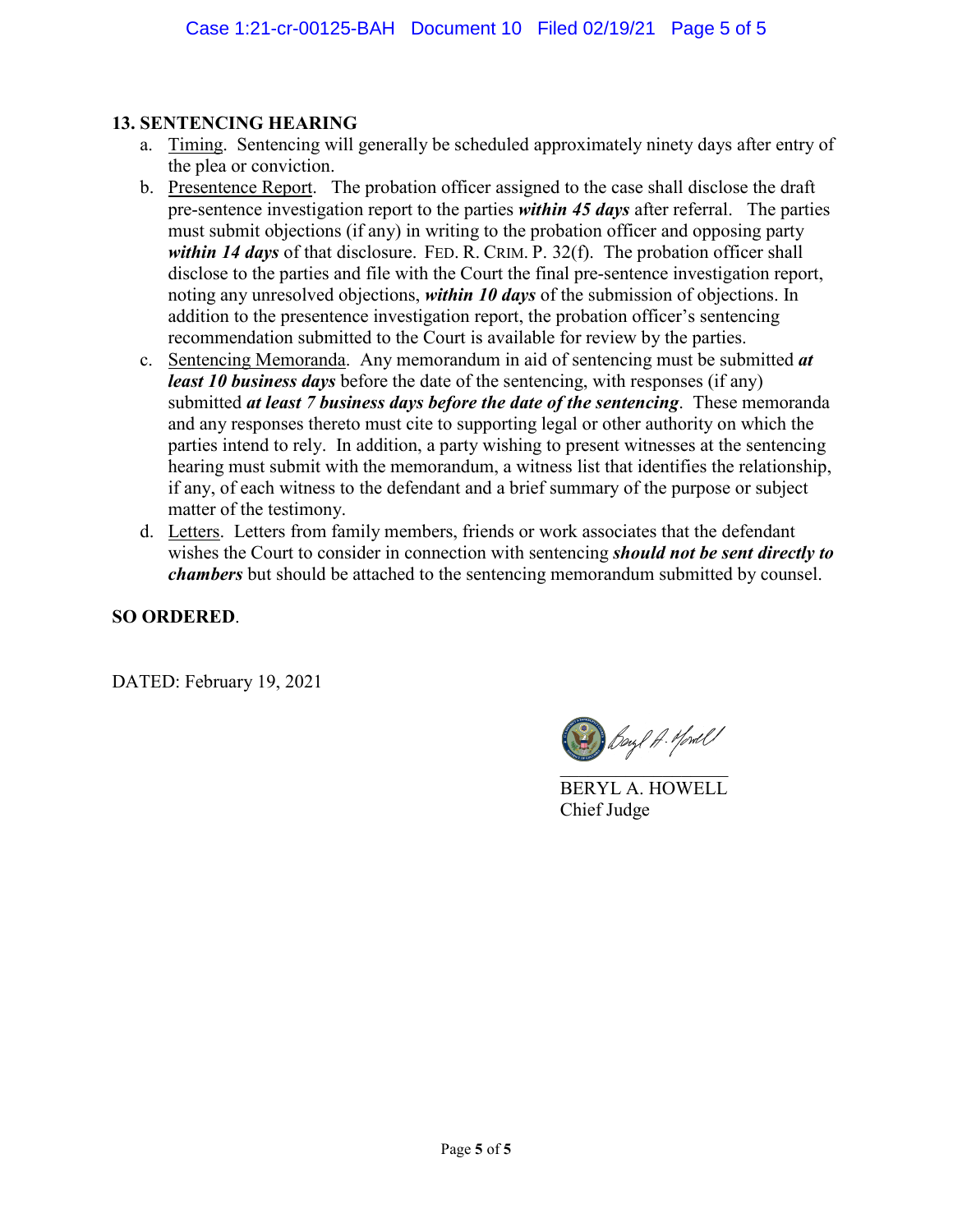**13. SENTENCING HEARING**

a. Timing. Sentencing will generally be scheduled approximately ninety days after entry of the plea or conviction.

b. Presentence Report. The probation officer assigned to the case shall disclose the draft pre-sentence investigation report to the parties ***within 45 days*** after referral. The parties must submit objections (if any) in writing to the probation officer and opposing party ***within 14 days*** of that disclosure. FED. R. CRIM. P. 32(f). The probation officer shall disclose to the parties and file with the Court the final pre-sentence investigation report, noting any unresolved objections, ***within 10 days*** of the submission of objections. In addition to the presentence investigation report, the probation officer's sentencing recommendation submitted to the Court is available for review by the parties.

c. Sentencing Memoranda. Any memorandum in aid of sentencing must be submitted ***at least 10 business days*** before the date of the sentencing, with responses (if any) submitted ***at least 7 business days before the date of the sentencing***. These memoranda and any responses thereto must cite to supporting legal or other authority on which the parties intend to rely. In addition, a party wishing to present witnesses at the sentencing hearing must submit with the memorandum, a witness list that identifies the relationship, if any, of each witness to the defendant and a brief summary of the purpose or subject matter of the testimony.

d. Letters. Letters from family members, friends or work associates that the defendant wishes the Court to consider in connection with sentencing ***should not be sent directly to chambers*** but should be attached to the sentencing memorandum submitted by counsel.

**SO ORDERED**.

DATED: February 19, 2021

BERYL A. HOWELL
Chief Judge